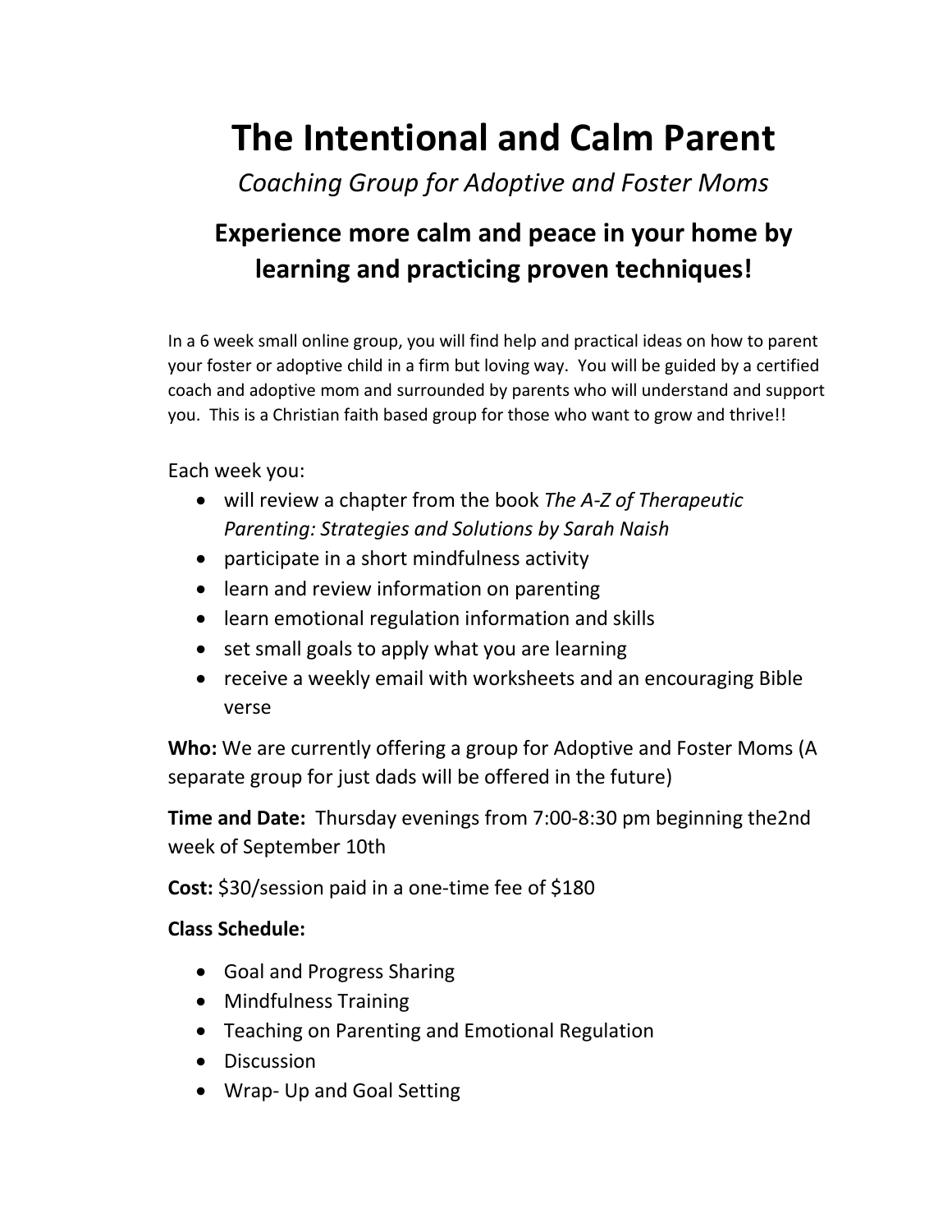# The Intentional and Calm Parent

*Coaching Group for Adoptive and Foster Moms*

## Experience more calm and peace in your home by learning and practicing proven techniques!

In a 6 week small online group, you will find help and practical ideas on how to parent your foster or adoptive child in a firm but loving way. You will be guided by a certified coach and adoptive mom and surrounded by parents who will understand and support you. This is a Christian faith based group for those who want to grow and thrive!!

Each week you:

- will review a chapter from the book *The A-Z of Therapeutic Parenting: Strategies and Solutions by Sarah Naish*
- participate in a short mindfulness activity
- learn and review information on parenting
- learn emotional regulation information and skills
- set small goals to apply what you are learning
- receive a weekly email with worksheets and an encouraging Bible verse

**Who:** We are currently offering a group for Adoptive and Foster Moms (A separate group for just dads will be offered in the future)

**Time and Date:** Thursday evenings from 7:00-8:30 pm beginning the2nd week of September 10th

**Cost:** $30/session paid in a one-time fee of $180

**Class Schedule:**

- Goal and Progress Sharing
- Mindfulness Training
- Teaching on Parenting and Emotional Regulation
- Discussion
- Wrap- Up and Goal Setting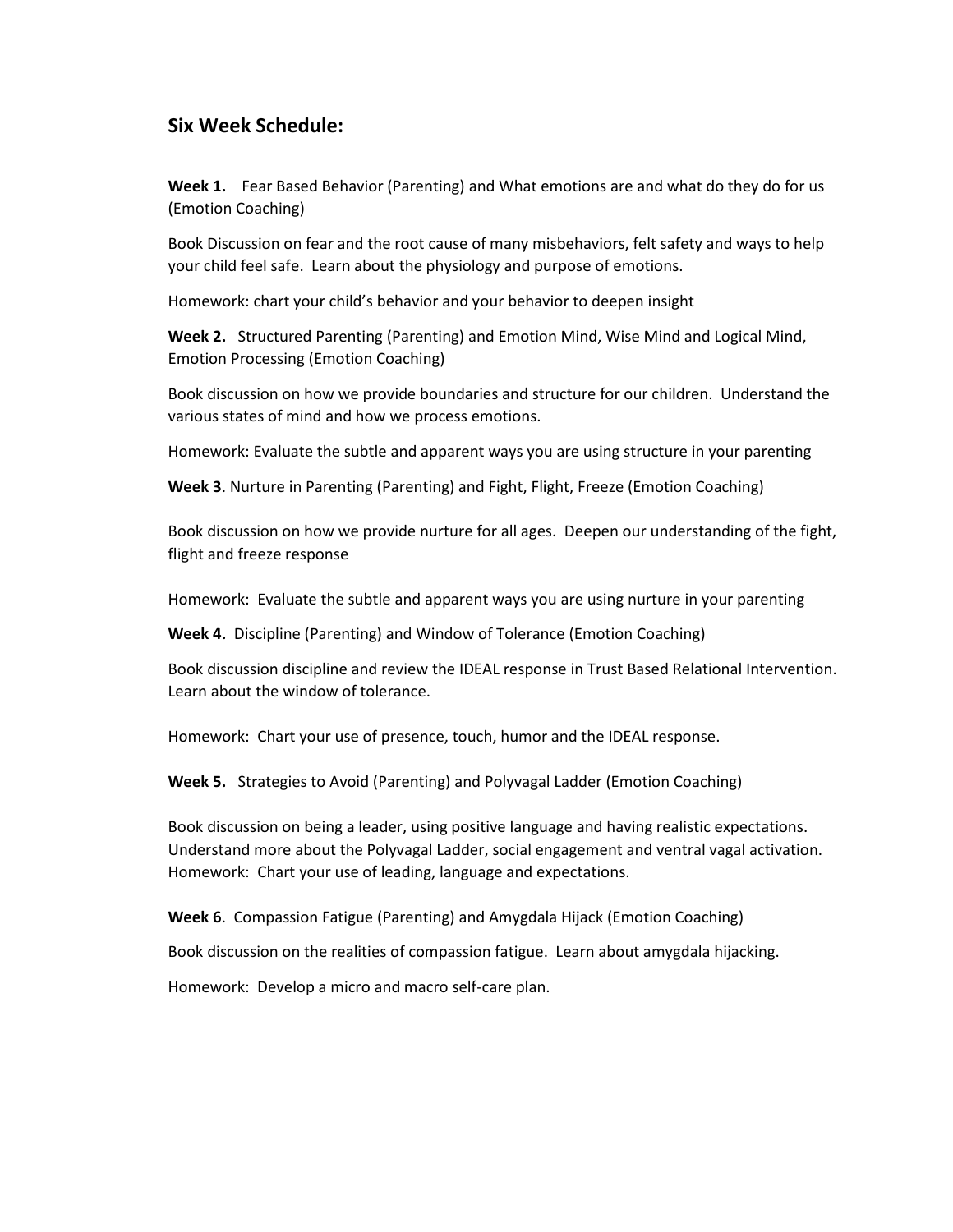## Six Week Schedule:

**Week 1.** Fear Based Behavior (Parenting) and What emotions are and what do they do for us (Emotion Coaching)

Book Discussion on fear and the root cause of many misbehaviors, felt safety and ways to help your child feel safe. Learn about the physiology and purpose of emotions.

Homework: chart your child's behavior and your behavior to deepen insight

**Week 2.** Structured Parenting (Parenting) and Emotion Mind, Wise Mind and Logical Mind, Emotion Processing (Emotion Coaching)

Book discussion on how we provide boundaries and structure for our children. Understand the various states of mind and how we process emotions.

Homework: Evaluate the subtle and apparent ways you are using structure in your parenting

**Week 3**. Nurture in Parenting (Parenting) and Fight, Flight, Freeze (Emotion Coaching)

Book discussion on how we provide nurture for all ages. Deepen our understanding of the fight, flight and freeze response

Homework: Evaluate the subtle and apparent ways you are using nurture in your parenting

**Week 4.** Discipline (Parenting) and Window of Tolerance (Emotion Coaching)

Book discussion discipline and review the IDEAL response in Trust Based Relational Intervention. Learn about the window of tolerance.

Homework: Chart your use of presence, touch, humor and the IDEAL response.

**Week 5.** Strategies to Avoid (Parenting) and Polyvagal Ladder (Emotion Coaching)

Book discussion on being a leader, using positive language and having realistic expectations. Understand more about the Polyvagal Ladder, social engagement and ventral vagal activation.
Homework: Chart your use of leading, language and expectations.

**Week 6**. Compassion Fatigue (Parenting) and Amygdala Hijack (Emotion Coaching)

Book discussion on the realities of compassion fatigue. Learn about amygdala hijacking.

Homework: Develop a micro and macro self-care plan.